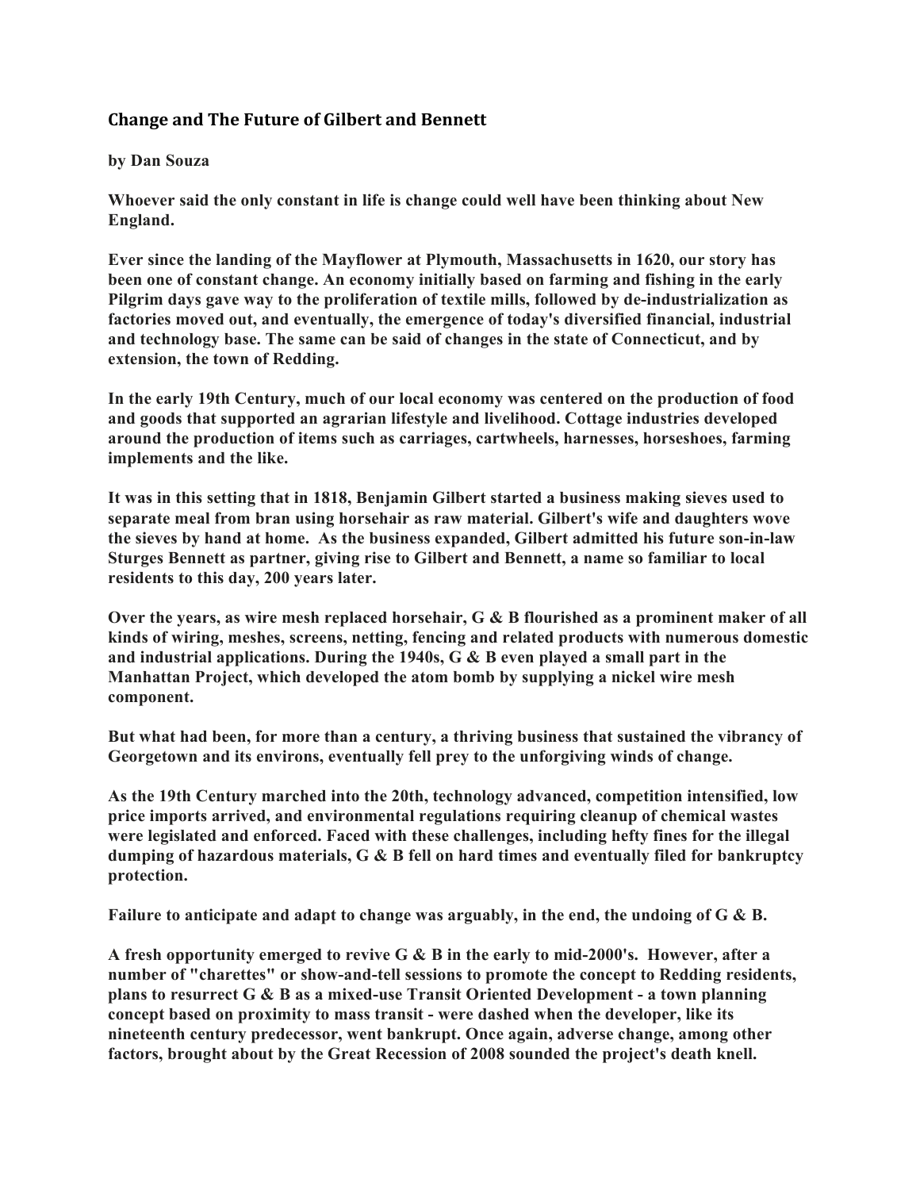## Change and The Future of Gilbert and Bennett

**by Dan Souza**

**Whoever said the only constant in life is change could well have been thinking about New England.**

**Ever since the landing of the Mayflower at Plymouth, Massachusetts in 1620, our story has been one of constant change. An economy initially based on farming and fishing in the early Pilgrim days gave way to the proliferation of textile mills, followed by de-industrialization as factories moved out, and eventually, the emergence of today's diversified financial, industrial and technology base. The same can be said of changes in the state of Connecticut, and by extension, the town of Redding.**

**In the early 19th Century, much of our local economy was centered on the production of food and goods that supported an agrarian lifestyle and livelihood. Cottage industries developed around the production of items such as carriages, cartwheels, harnesses, horseshoes, farming implements and the like.**

**It was in this setting that in 1818, Benjamin Gilbert started a business making sieves used to separate meal from bran using horsehair as raw material. Gilbert's wife and daughters wove the sieves by hand at home. As the business expanded, Gilbert admitted his future son-in-law Sturges Bennett as partner, giving rise to Gilbert and Bennett, a name so familiar to local residents to this day, 200 years later.**

**Over the years, as wire mesh replaced horsehair, G & B flourished as a prominent maker of all kinds of wiring, meshes, screens, netting, fencing and related products with numerous domestic and industrial applications. During the 1940s, G & B even played a small part in the Manhattan Project, which developed the atom bomb by supplying a nickel wire mesh component.**

**But what had been, for more than a century, a thriving business that sustained the vibrancy of Georgetown and its environs, eventually fell prey to the unforgiving winds of change.**

**As the 19th Century marched into the 20th, technology advanced, competition intensified, low price imports arrived, and environmental regulations requiring cleanup of chemical wastes were legislated and enforced. Faced with these challenges, including hefty fines for the illegal dumping of hazardous materials, G & B fell on hard times and eventually filed for bankruptcy protection.**

**Failure to anticipate and adapt to change was arguably, in the end, the undoing of G & B.**

**A fresh opportunity emerged to revive G & B in the early to mid-2000's. However, after a number of "charettes" or show-and-tell sessions to promote the concept to Redding residents, plans to resurrect G & B as a mixed-use Transit Oriented Development - a town planning concept based on proximity to mass transit - were dashed when the developer, like its nineteenth century predecessor, went bankrupt. Once again, adverse change, among other factors, brought about by the Great Recession of 2008 sounded the project's death knell.**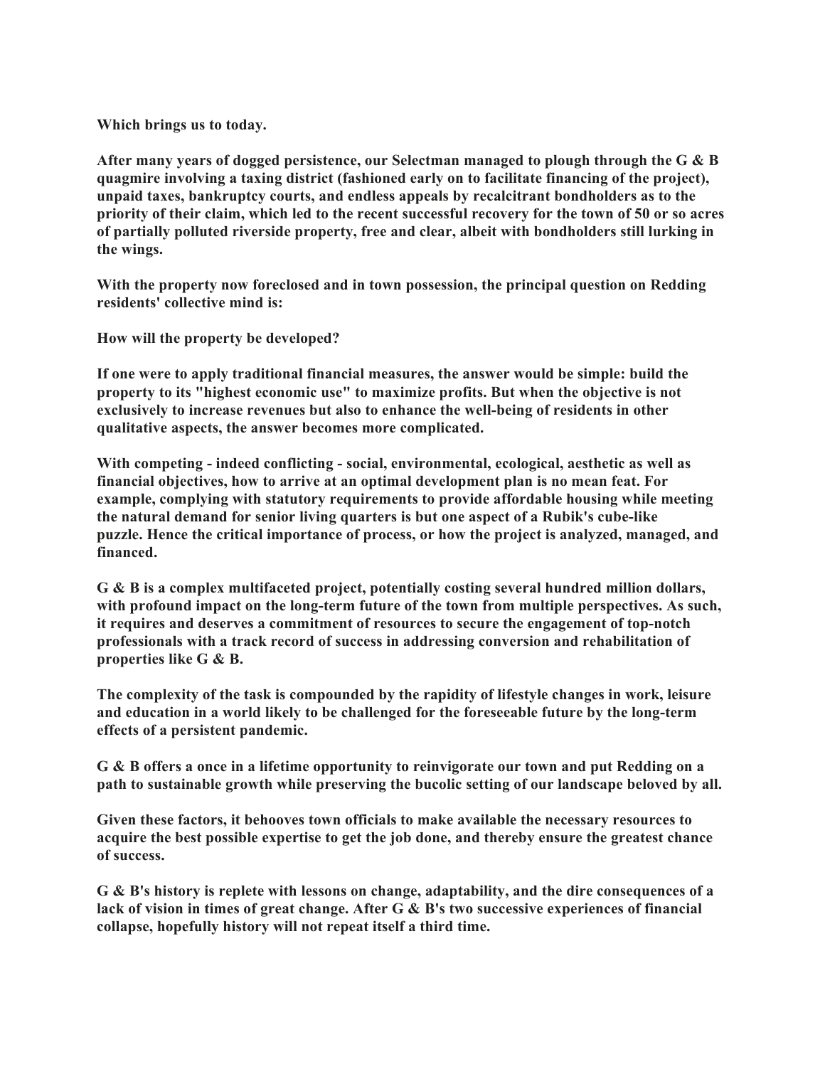**Which brings us to today.**

**After many years of dogged persistence, our Selectman managed to plough through the G & B quagmire involving a taxing district (fashioned early on to facilitate financing of the project), unpaid taxes, bankruptcy courts, and endless appeals by recalcitrant bondholders as to the priority of their claim, which led to the recent successful recovery for the town of 50 or so acres of partially polluted riverside property, free and clear, albeit with bondholders still lurking in the wings.**

**With the property now foreclosed and in town possession, the principal question on Redding residents' collective mind is:**

**How will the property be developed?**

**If one were to apply traditional financial measures, the answer would be simple: build the property to its "highest economic use" to maximize profits. But when the objective is not exclusively to increase revenues but also to enhance the well-being of residents in other qualitative aspects, the answer becomes more complicated.**

**With competing - indeed conflicting - social, environmental, ecological, aesthetic as well as financial objectives, how to arrive at an optimal development plan is no mean feat. For example, complying with statutory requirements to provide affordable housing while meeting the natural demand for senior living quarters is but one aspect of a Rubik's cube-like puzzle. Hence the critical importance of process, or how the project is analyzed, managed, and financed.**

**G & B is a complex multifaceted project, potentially costing several hundred million dollars, with profound impact on the long-term future of the town from multiple perspectives. As such, it requires and deserves a commitment of resources to secure the engagement of top-notch professionals with a track record of success in addressing conversion and rehabilitation of properties like G & B.**

**The complexity of the task is compounded by the rapidity of lifestyle changes in work, leisure and education in a world likely to be challenged for the foreseeable future by the long-term effects of a persistent pandemic.**

**G & B offers a once in a lifetime opportunity to reinvigorate our town and put Redding on a path to sustainable growth while preserving the bucolic setting of our landscape beloved by all.**

**Given these factors, it behooves town officials to make available the necessary resources to acquire the best possible expertise to get the job done, and thereby ensure the greatest chance of success.**

**G & B's history is replete with lessons on change, adaptability, and the dire consequences of a lack of vision in times of great change. After G & B's two successive experiences of financial collapse, hopefully history will not repeat itself a third time.**